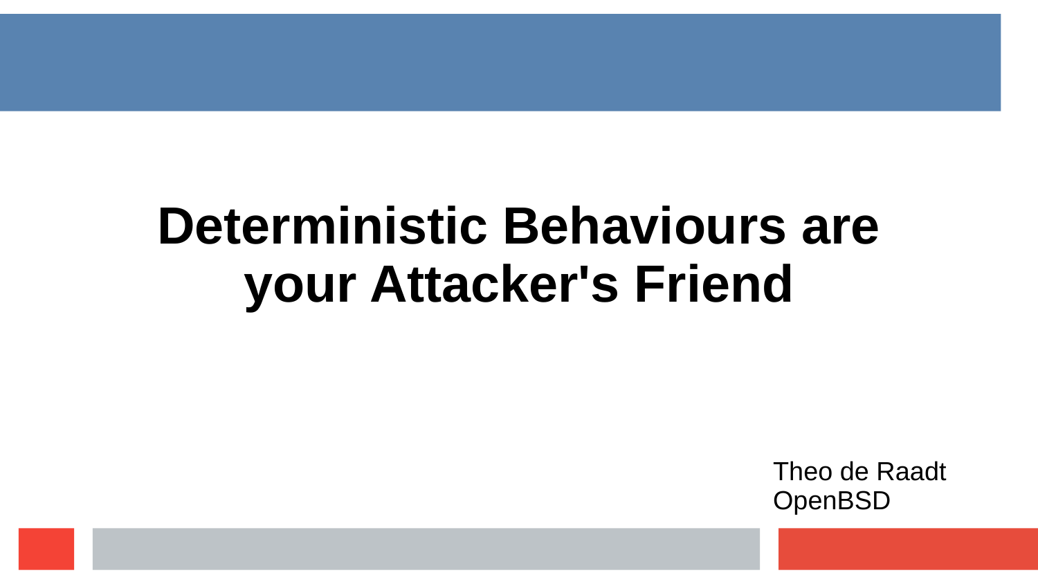# Deterministic Behaviours are your Attacker's Friend

Theo de Raadt
OpenBSD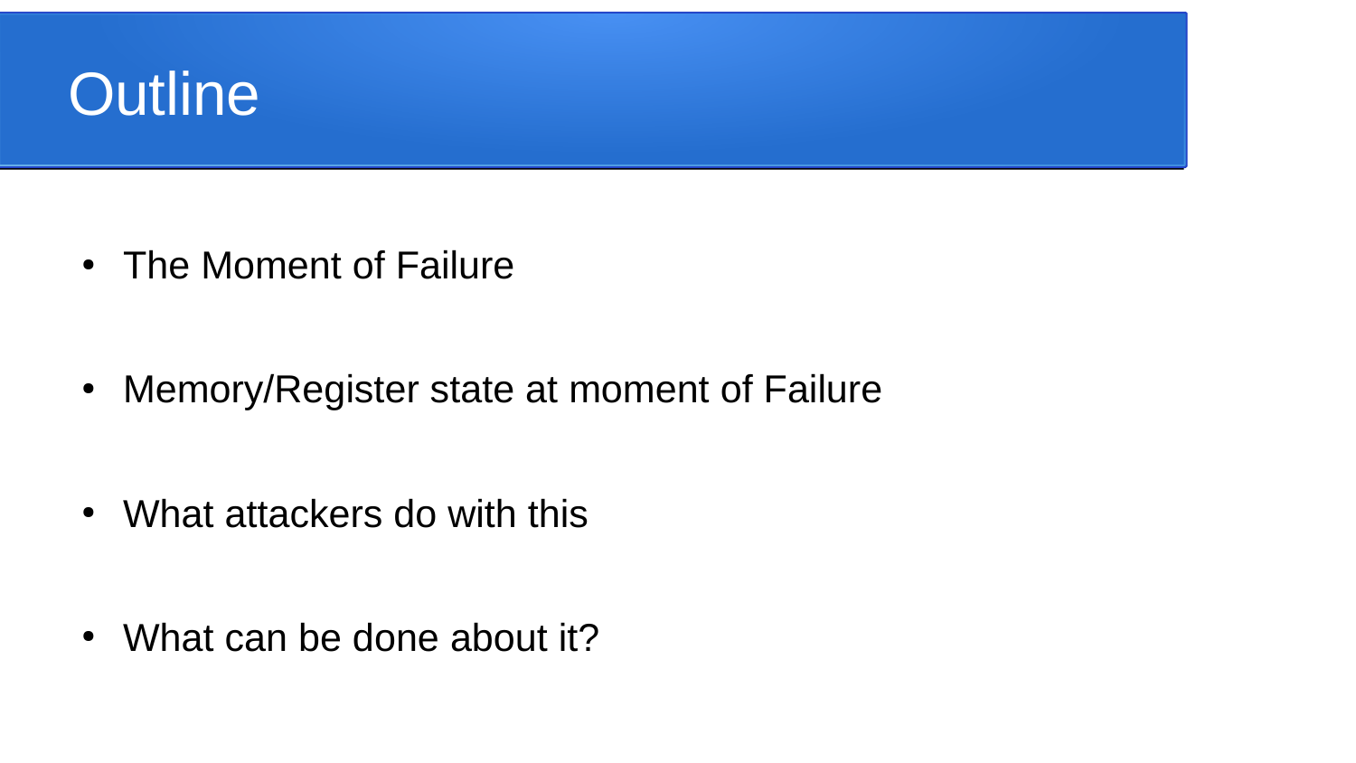# Outline

- The Moment of Failure
- Memory/Register state at moment of Failure
- What attackers do with this
- What can be done about it?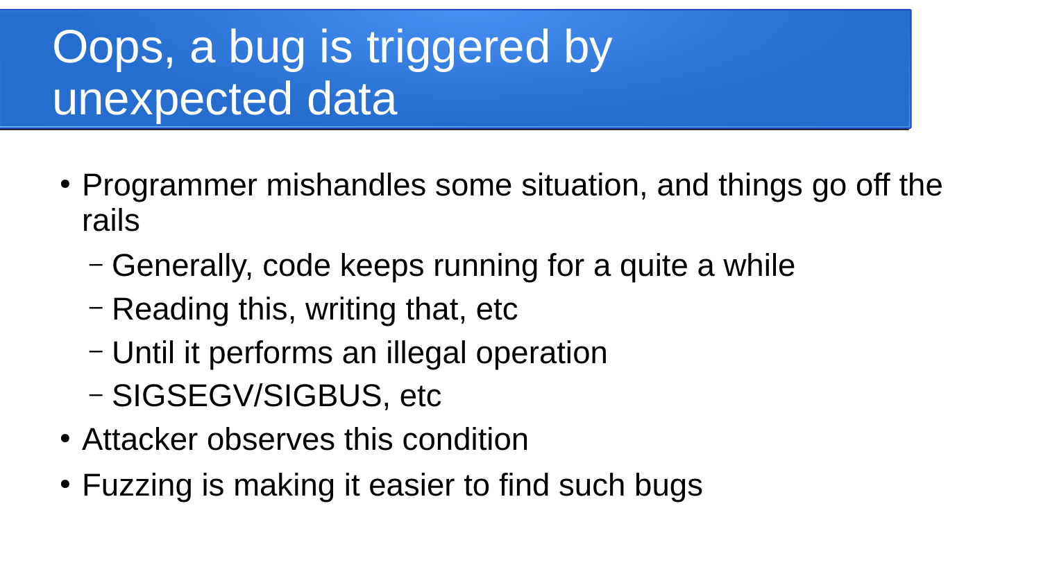# Oops, a bug is triggered by unexpected data

- Programmer mishandles some situation, and things go off the rails
  - Generally, code keeps running for a quite a while
  - Reading this, writing that, etc
  - Until it performs an illegal operation
  - SIGSEGV/SIGBUS, etc
- Attacker observes this condition
- Fuzzing is making it easier to find such bugs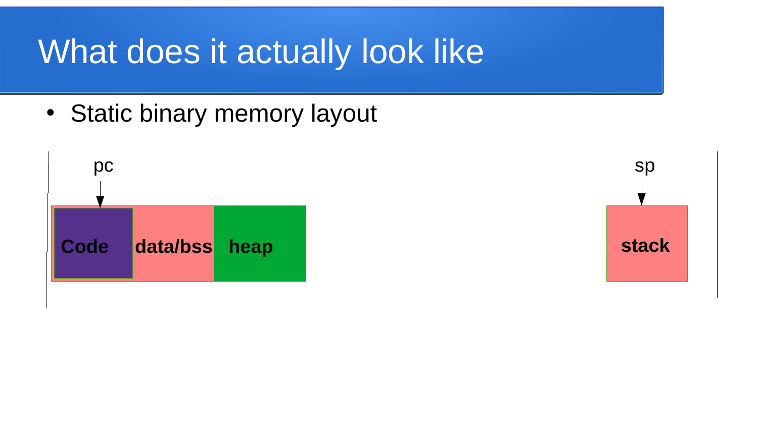# What does it actually look like

- Static binary memory layout

pc

Code | data/bss | heap

sp

stack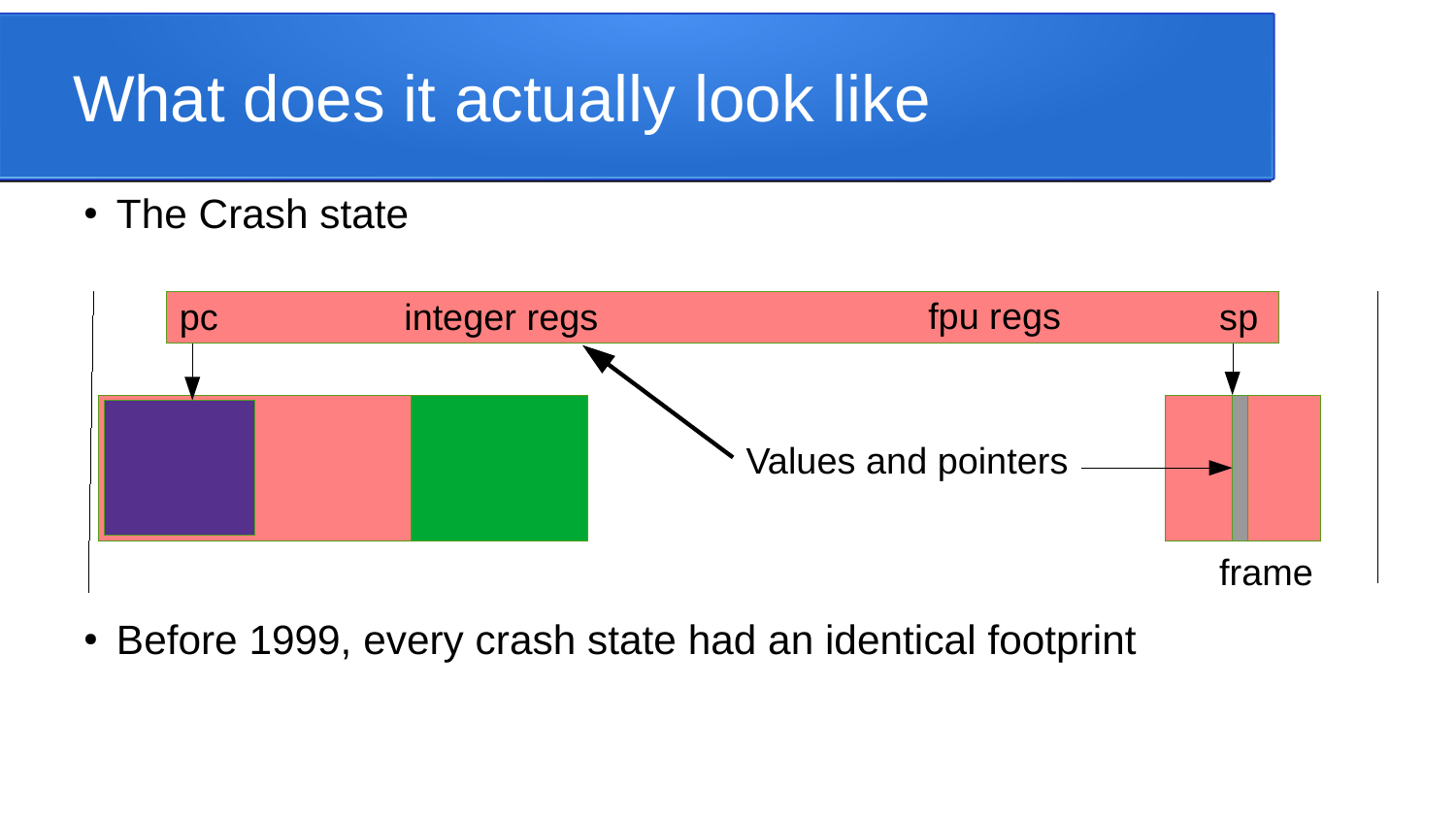# What does it actually look like

- The Crash state

pc integer regs fpu regs sp

Values and pointers

frame

- Before 1999, every crash state had an identical footprint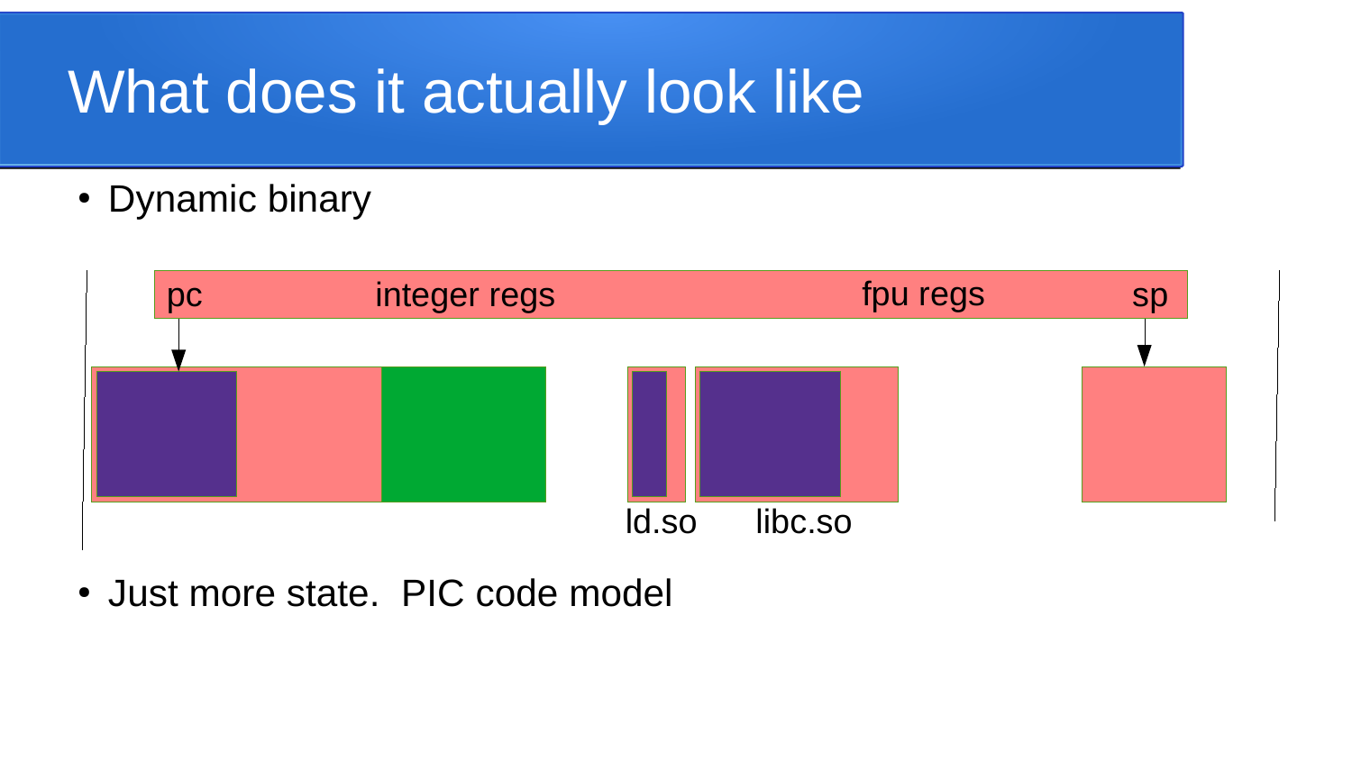# What does it actually look like

- Dynamic binary

pc integer regs fpu regs sp

ld.so libc.so

- Just more state. PIC code model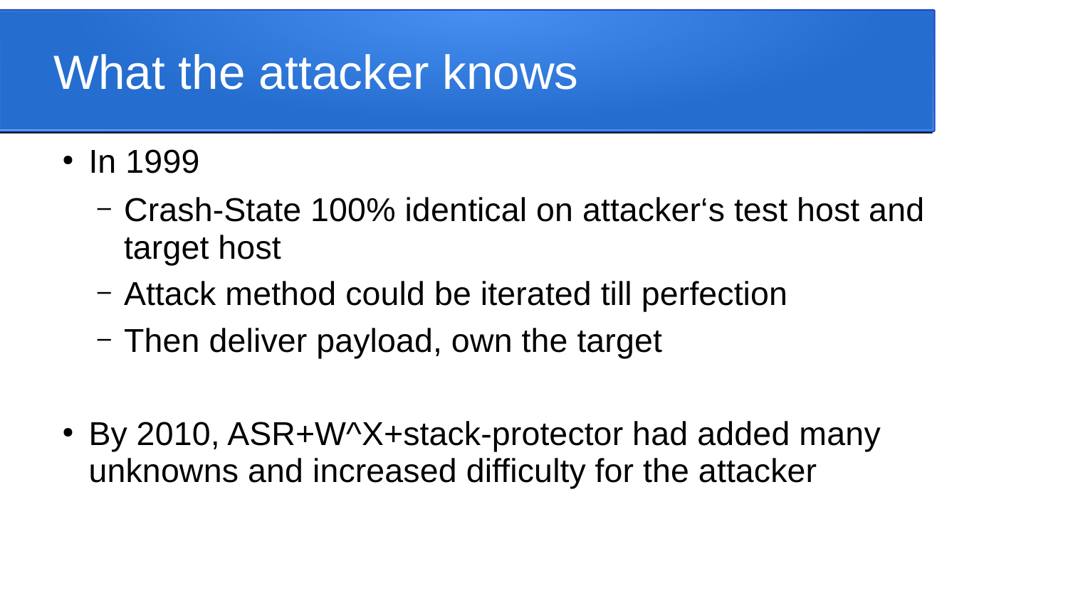# What the attacker knows

- In 1999
  - Crash-State 100% identical on attacker‘s test host and target host
  - Attack method could be iterated till perfection
  - Then deliver payload, own the target

- By 2010, ASR+W^X+stack-protector had added many unknowns and increased difficulty for the attacker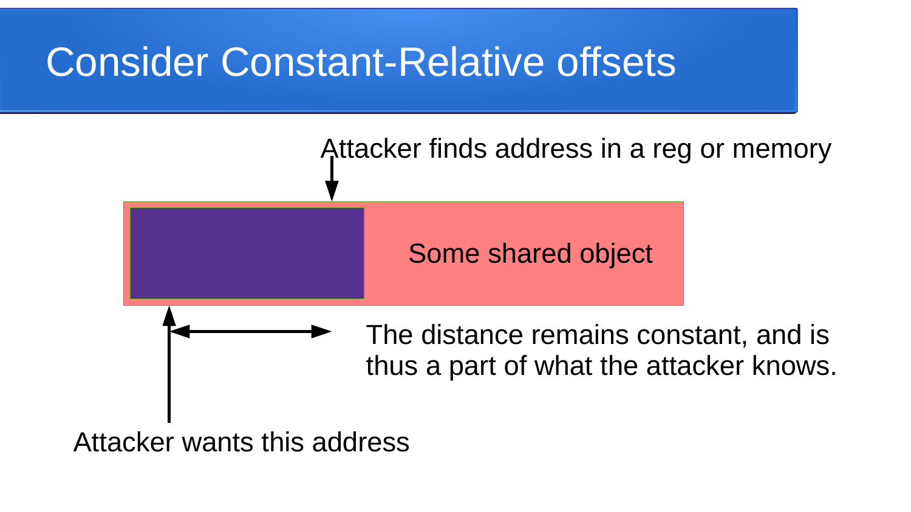# Consider Constant-Relative offsets

Attacker finds address in a reg or memory

Some shared object

The distance remains constant, and is thus a part of what the attacker knows.

Attacker wants this address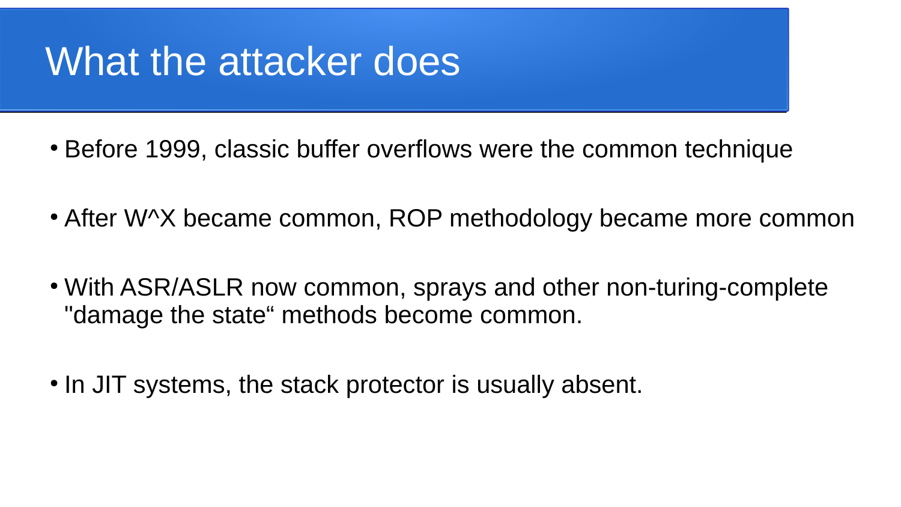# What the attacker does

- Before 1999, classic buffer overflows were the common technique
- After W^X became common, ROP methodology became more common
- With ASR/ASLR now common, sprays and other non-turing-complete "damage the state“ methods become common.
- In JIT systems, the stack protector is usually absent.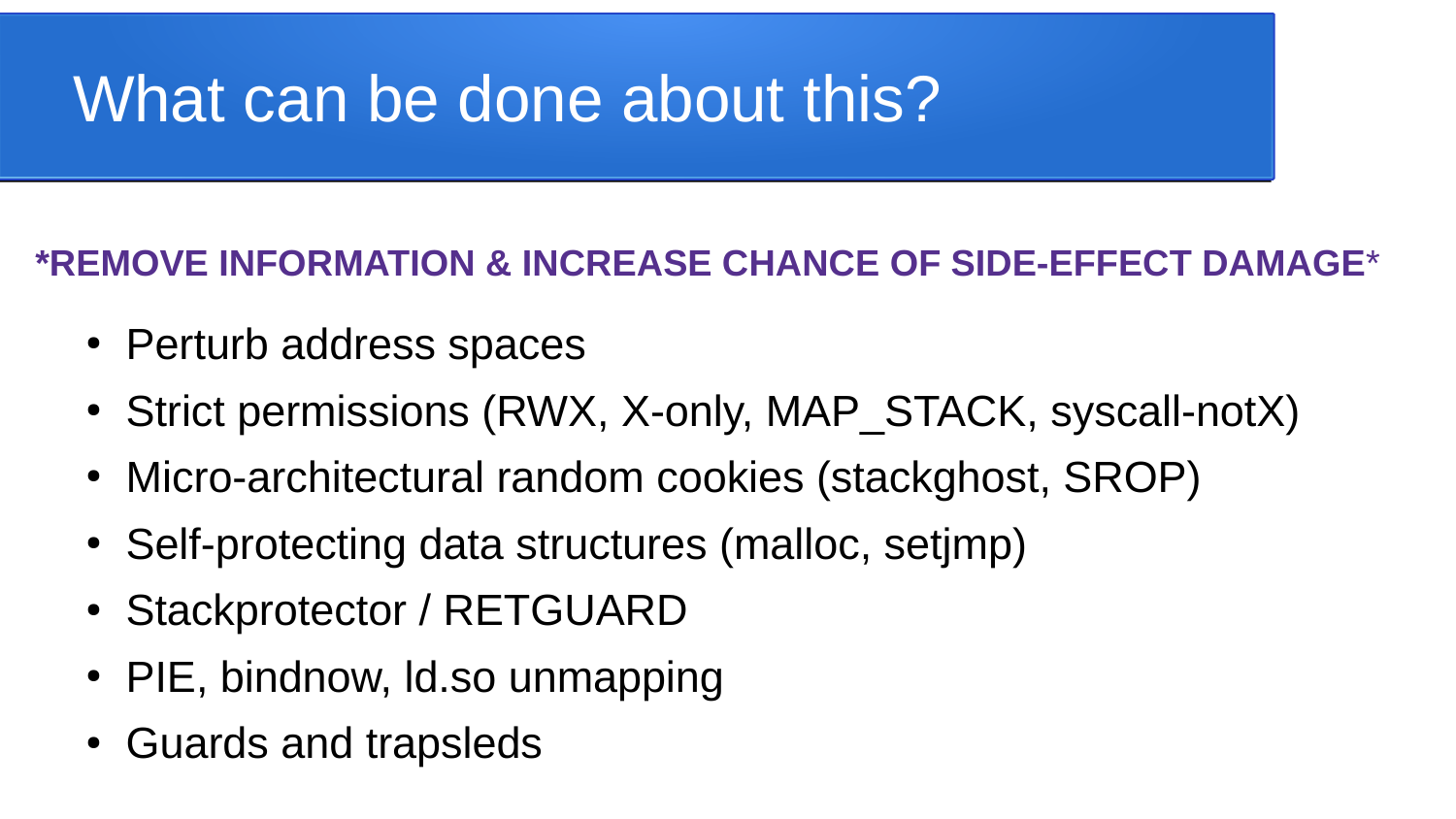# What can be done about this?

***REMOVE INFORMATION & INCREASE CHANCE OF SIDE-EFFECT DAMAGE***

- Perturb address spaces
- Strict permissions (RWX, X-only, MAP_STACK, syscall-notX)
- Micro-architectural random cookies (stackghost, SROP)
- Self-protecting data structures (malloc, setjmp)
- Stackprotector / RETGUARD
- PIE, bindnow, ld.so unmapping
- Guards and trapsleds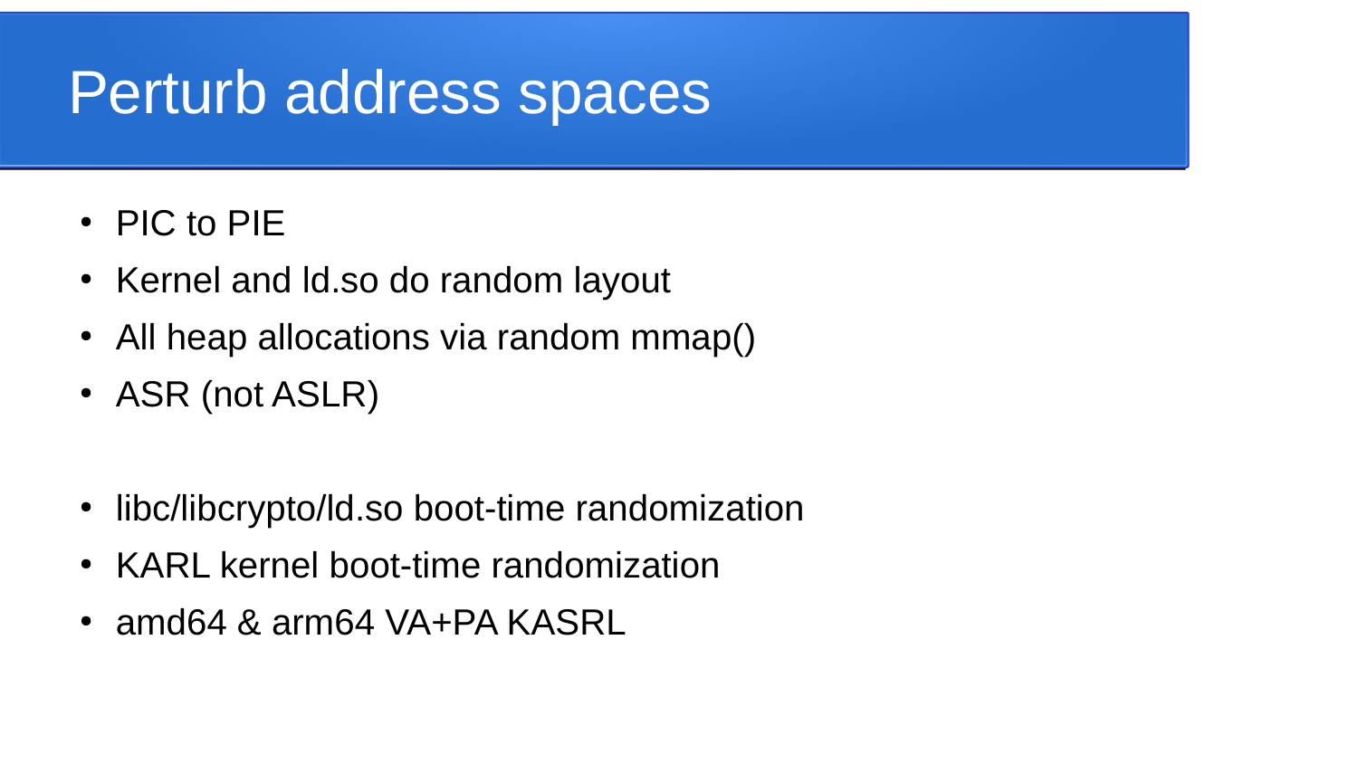# Perturb address spaces

- PIC to PIE
- Kernel and ld.so do random layout
- All heap allocations via random mmap()
- ASR (not ASLR)

- libc/libcrypto/ld.so boot-time randomization
- KARL kernel boot-time randomization
- amd64 & arm64 VA+PA KASRL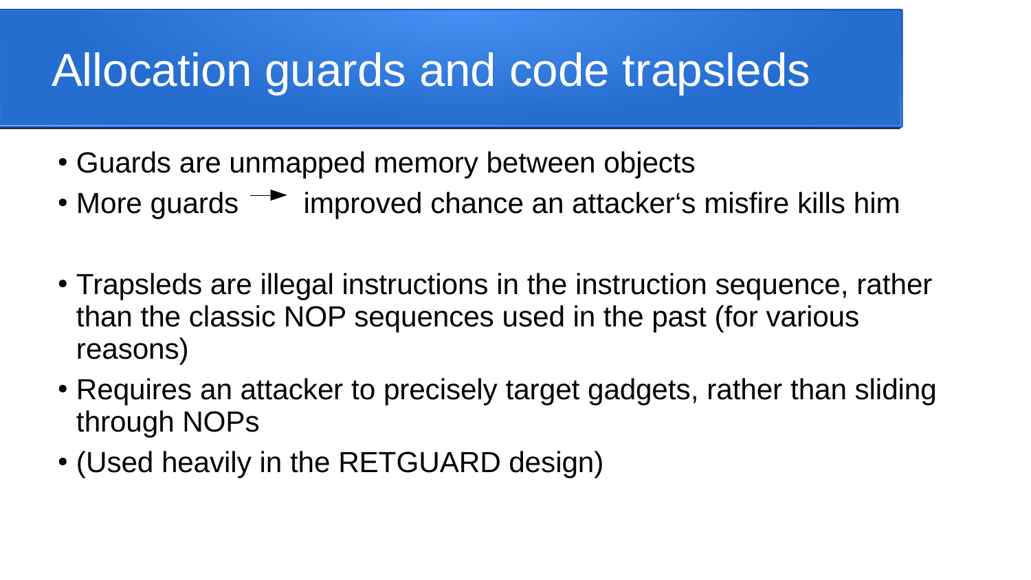# Allocation guards and code trapsleds

- Guards are unmapped memory between objects
- More guards → improved chance an attacker‘s misfire kills him

- Trapsleds are illegal instructions in the instruction sequence, rather than the classic NOP sequences used in the past (for various reasons)
- Requires an attacker to precisely target gadgets, rather than sliding through NOPs
- (Used heavily in the RETGUARD design)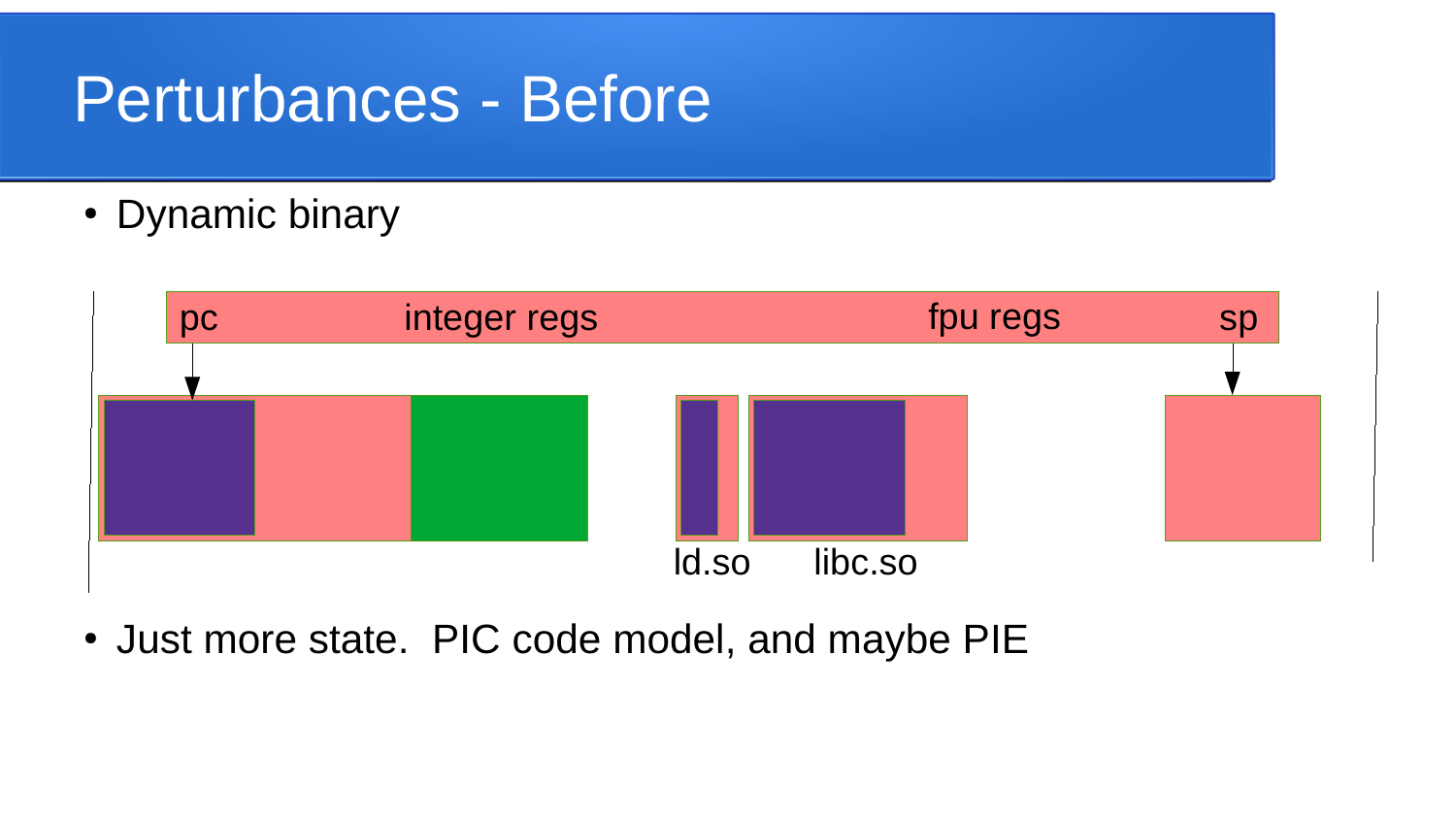# Perturbances - Before

- Dynamic binary

pc integer regs fpu regs sp

ld.so libc.so

- Just more state. PIC code model, and maybe PIE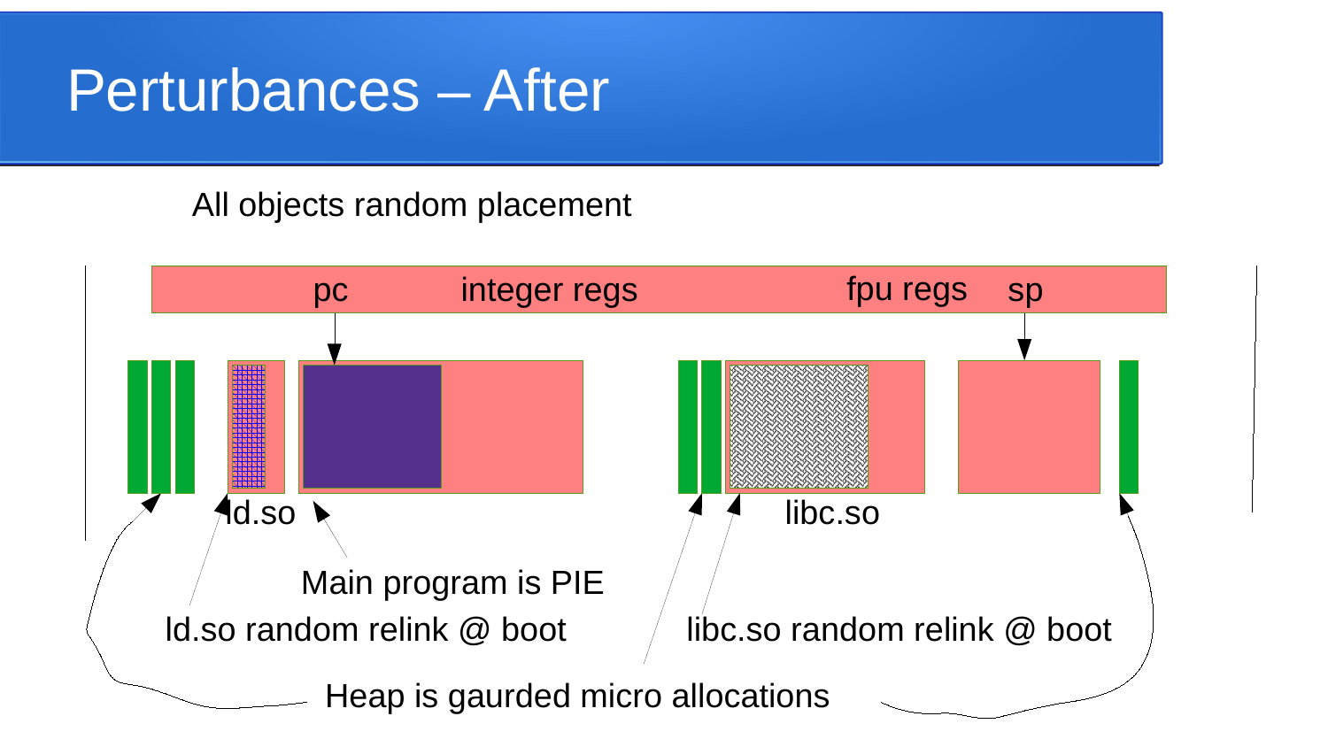# Perturbances – After

All objects random placement

pc integer regs fpu regs sp

ld.so libc.so

Main program is PIE

ld.so random relink @ boot

libc.so random relink @ boot

Heap is gaurded micro allocations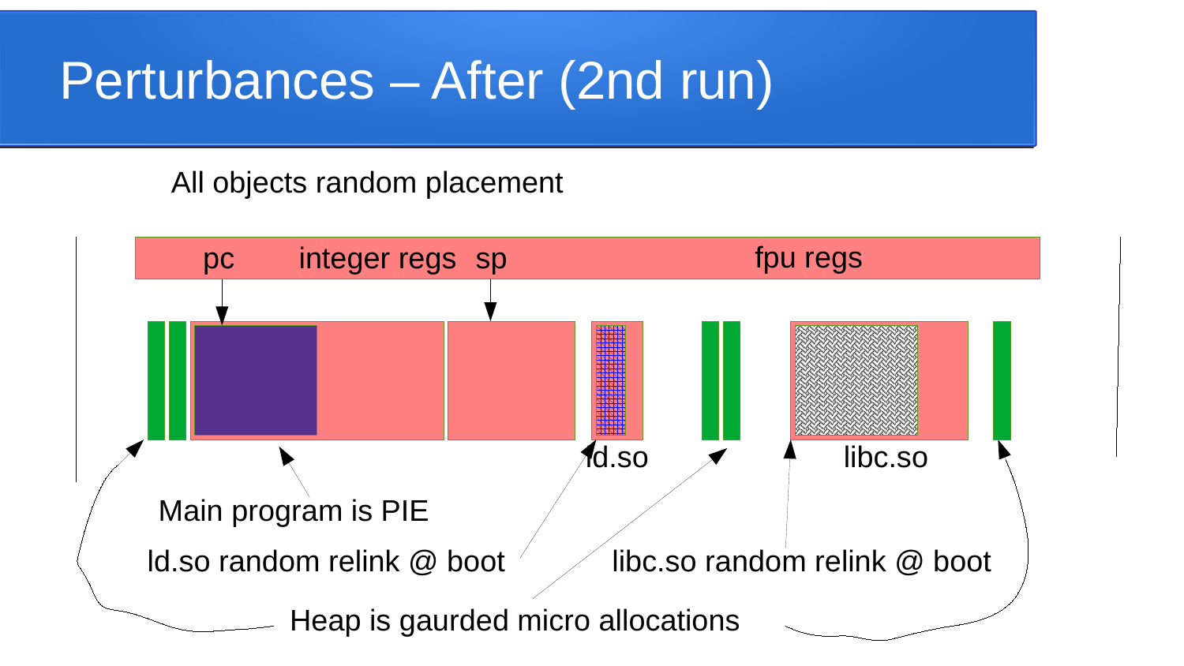# Perturbances – After (2nd run)

All objects random placement

pc integer regs sp fpu regs

ld.so libc.so

Main program is PIE

ld.so random relink @ boot

libc.so random relink @ boot

Heap is gaurded micro allocations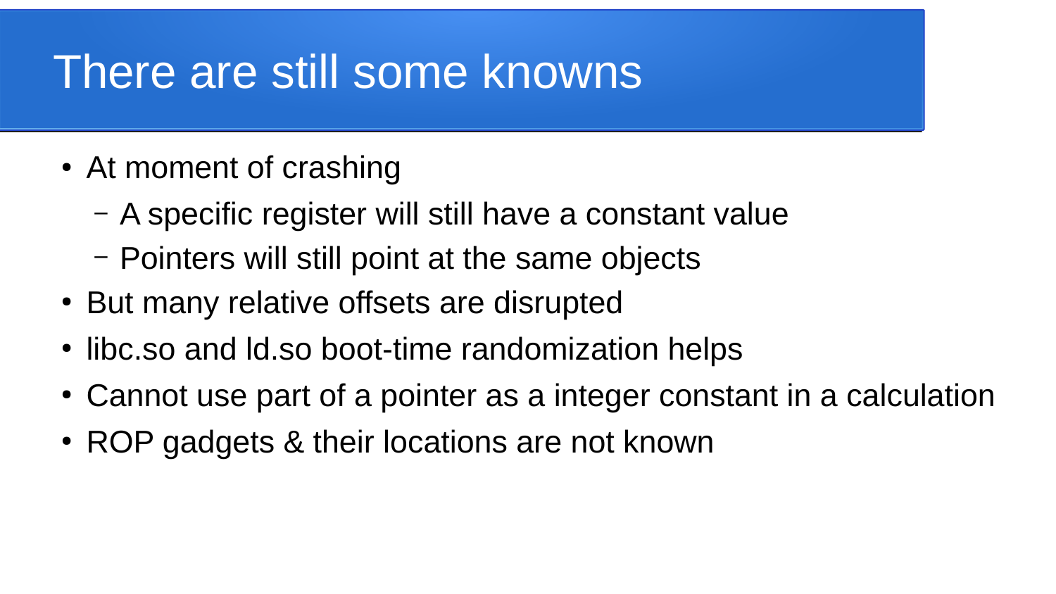# There are still some knowns

- At moment of crashing
  - A specific register will still have a constant value
  - Pointers will still point at the same objects
- But many relative offsets are disrupted
- libc.so and ld.so boot-time randomization helps
- Cannot use part of a pointer as a integer constant in a calculation
- ROP gadgets & their locations are not known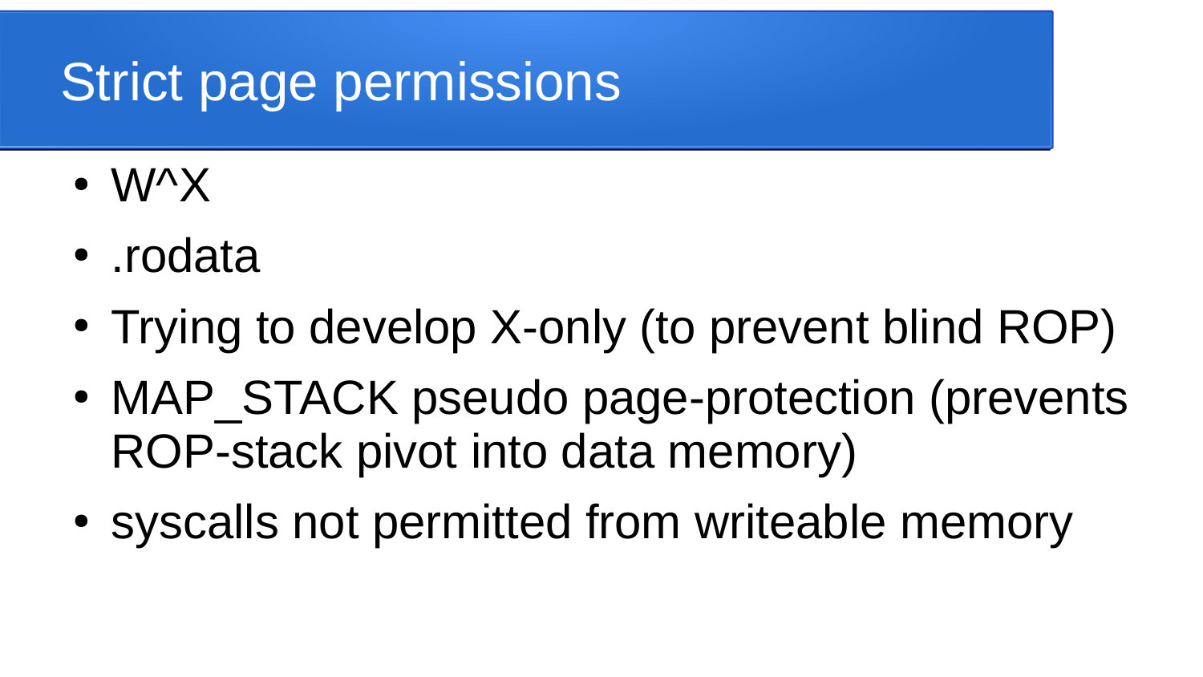# Strict page permissions

- W^X
- .rodata
- Trying to develop X-only (to prevent blind ROP)
- MAP_STACK pseudo page-protection (prevents ROP-stack pivot into data memory)
- syscalls not permitted from writeable memory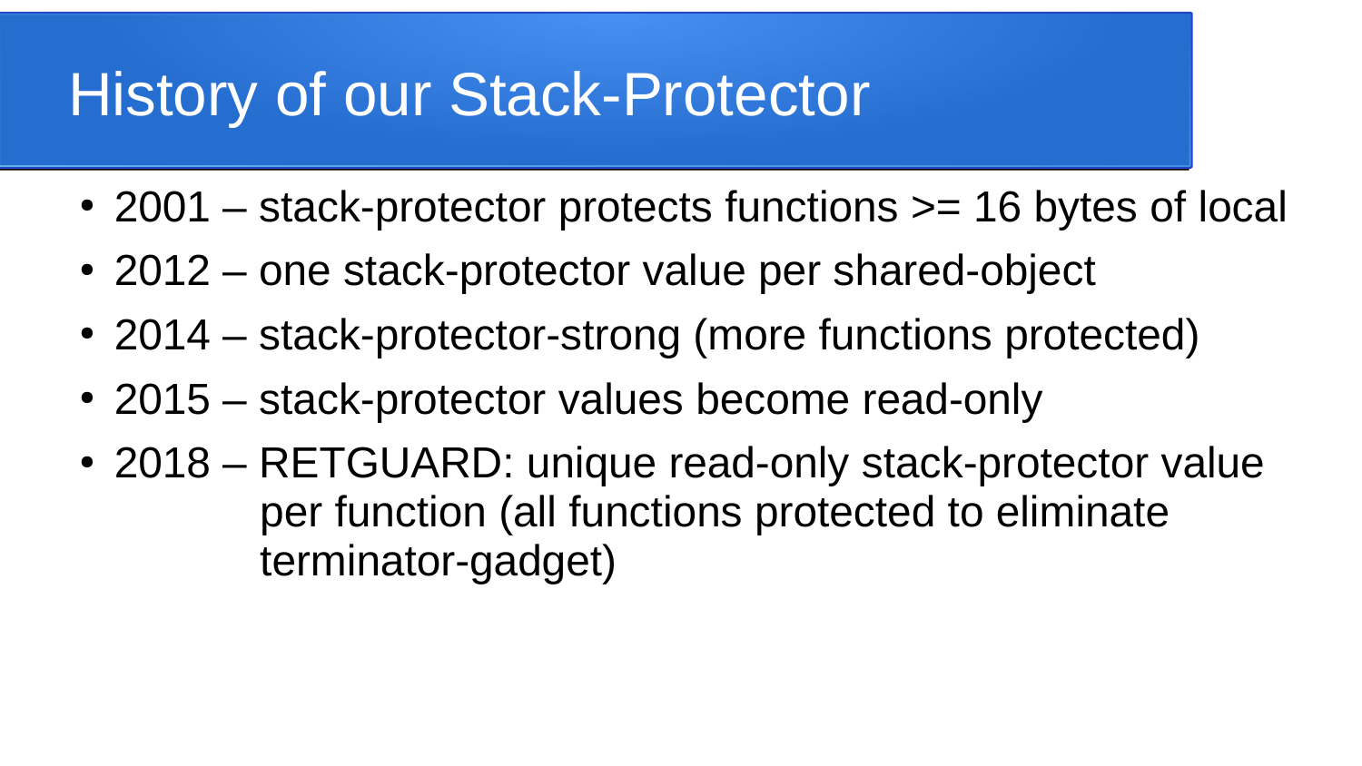# History of our Stack-Protector

- 2001 – stack-protector protects functions >= 16 bytes of local
- 2012 – one stack-protector value per shared-object
- 2014 – stack-protector-strong (more functions protected)
- 2015 – stack-protector values become read-only
- 2018 – RETGUARD: unique read-only stack-protector value per function (all functions protected to eliminate terminator-gadget)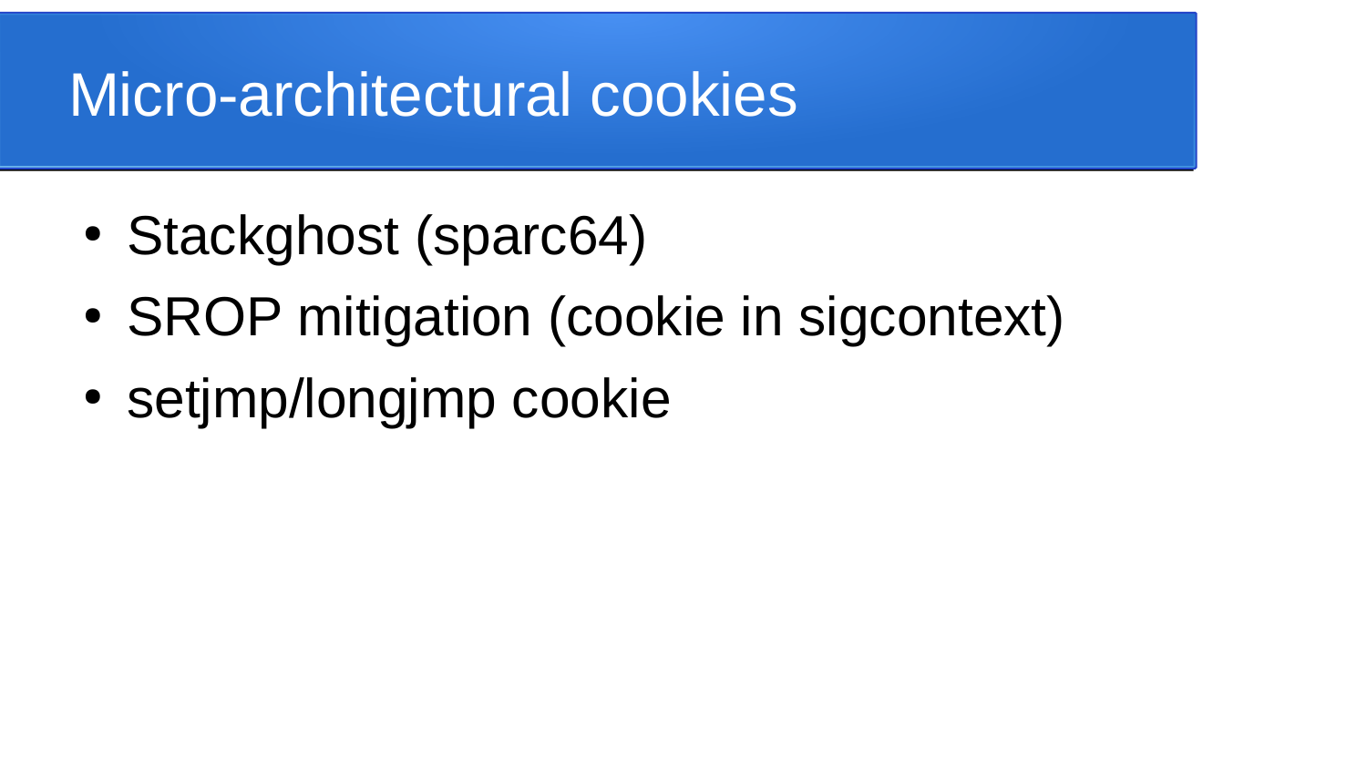# Micro-architectural cookies

- Stackghost (sparc64)
- SROP mitigation (cookie in sigcontext)
- setjmp/longjmp cookie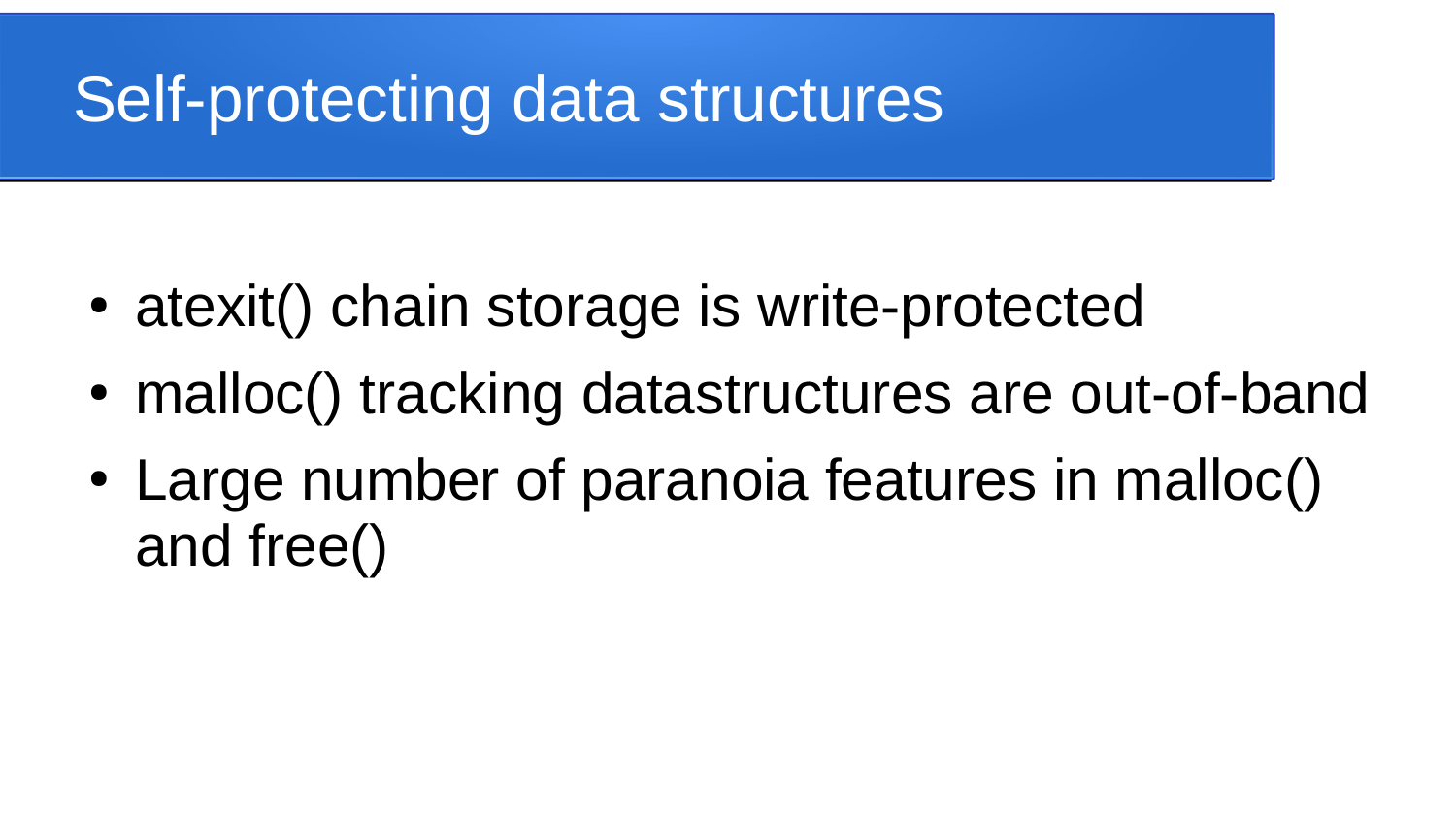# Self-protecting data structures

- atexit() chain storage is write-protected
- malloc() tracking datastructures are out-of-band
- Large number of paranoia features in malloc() and free()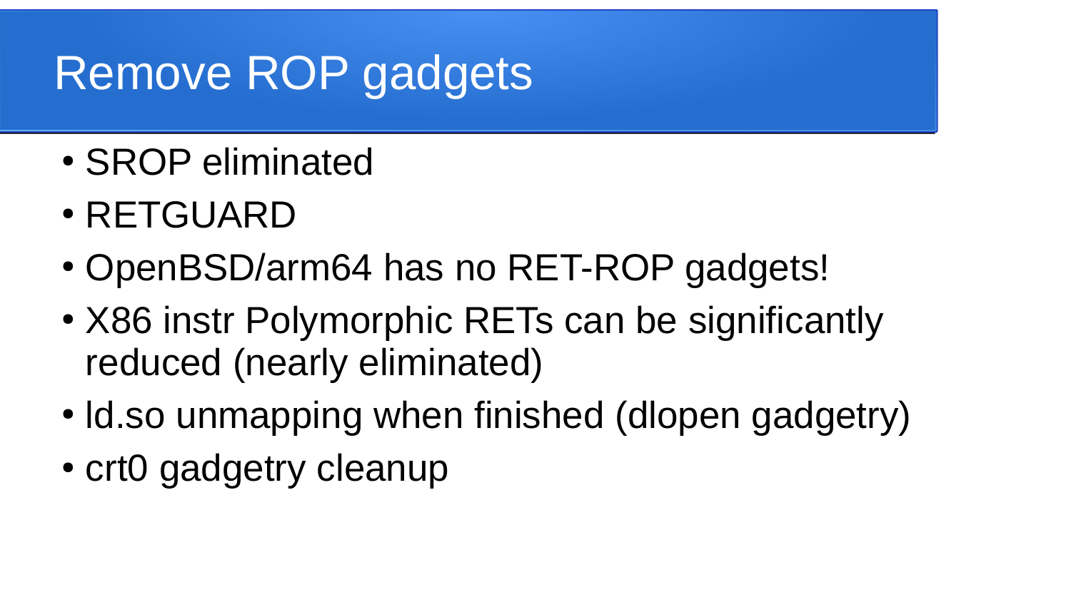# Remove ROP gadgets

- SROP eliminated
- RETGUARD
- OpenBSD/arm64 has no RET-ROP gadgets!
- X86 instr Polymorphic RETs can be significantly reduced (nearly eliminated)
- ld.so unmapping when finished (dlopen gadgetry)
- crt0 gadgetry cleanup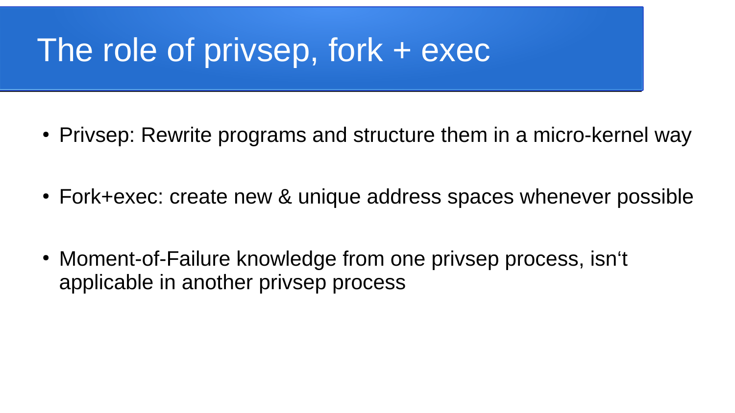# The role of privsep, fork + exec

- Privsep: Rewrite programs and structure them in a micro-kernel way
- Fork+exec: create new & unique address spaces whenever possible
- Moment-of-Failure knowledge from one privsep process, isn‘t applicable in another privsep process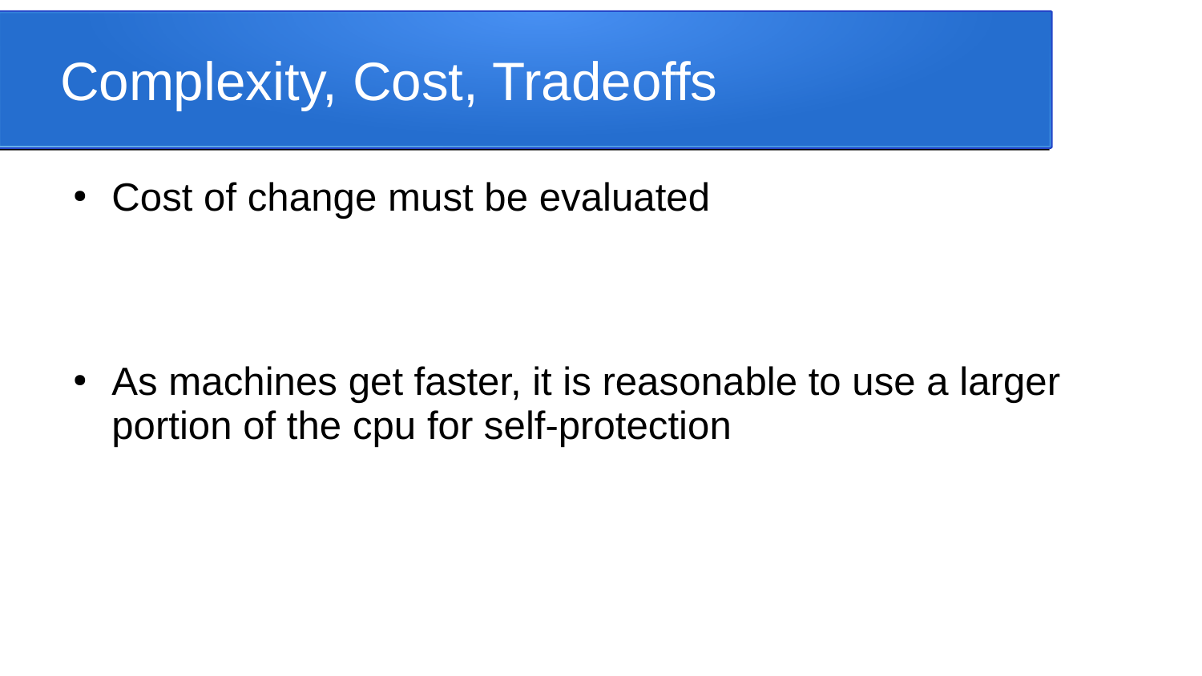# Complexity, Cost, Tradeoffs

- Cost of change must be evaluated

- As machines get faster, it is reasonable to use a larger portion of the cpu for self-protection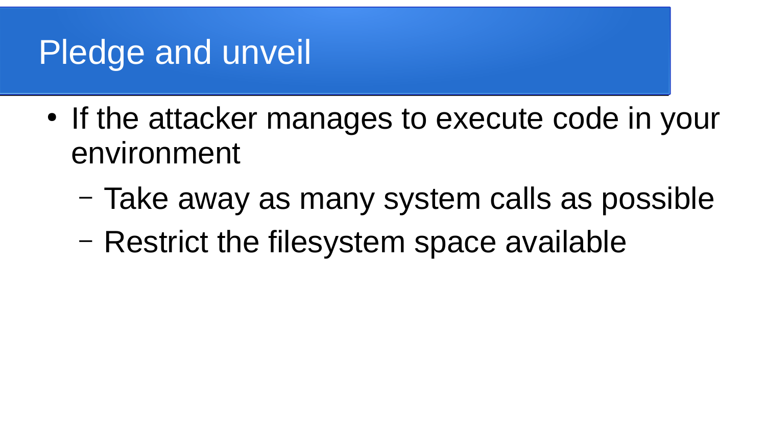# Pledge and unveil

- If the attacker manages to execute code in your environment
  - Take away as many system calls as possible
  - Restrict the filesystem space available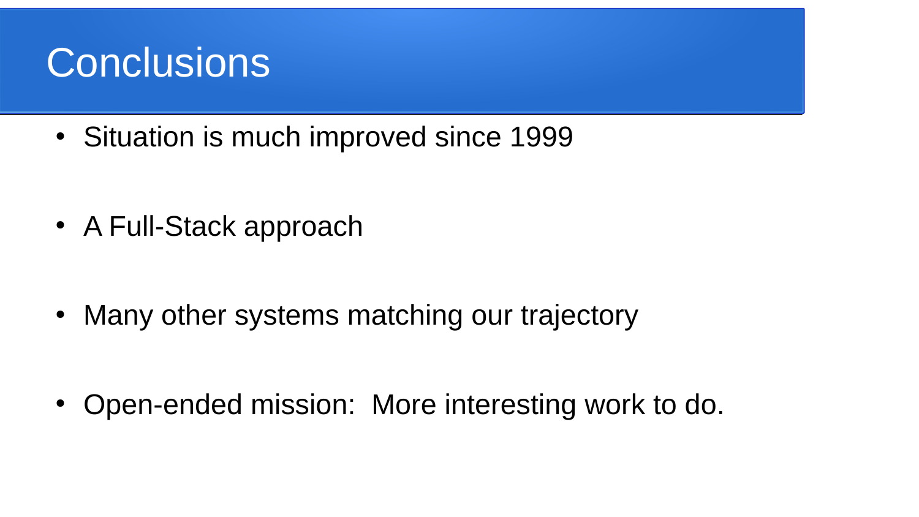# Conclusions

- Situation is much improved since 1999
- A Full-Stack approach
- Many other systems matching our trajectory
- Open-ended mission:  More interesting work to do.